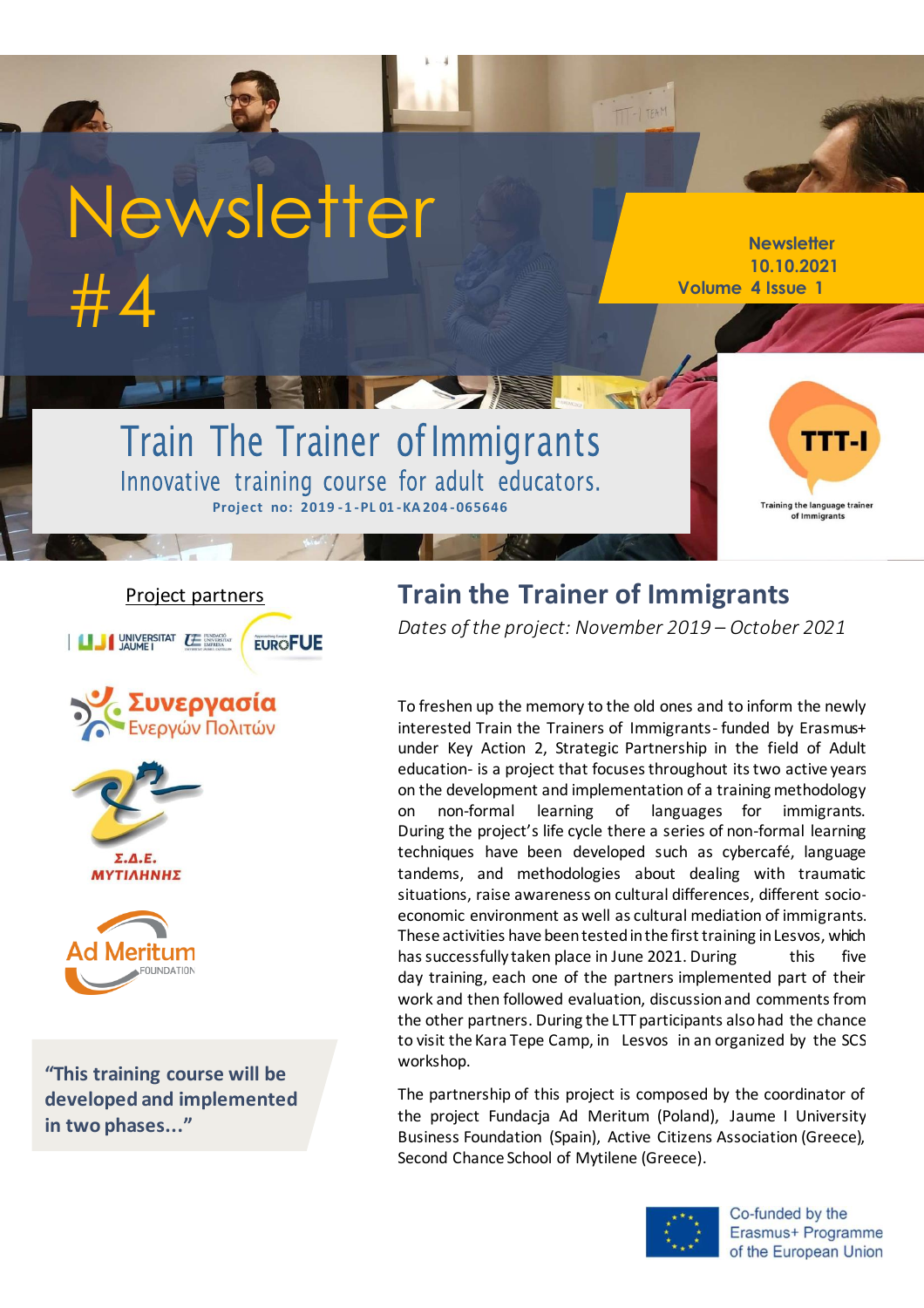# Newsletter #4

**Newsletter**
**10.10.2021**
**Volume 4 Issue 1**

## Train The Trainer of Immigrants

Innovative training course for adult educators.

**Project no: 2019-1-PL01-KA204-065646**

TTT-I

Training the language trainer of Immigrants

Project partners

UNIVERSITAT JAUME I

EUROFUE

Συνεργασία Ενεργών Πολιτών

Σ.Δ.Ε. ΜΥΤΙΛΗΝΗΣ

Ad Meritum FOUNDATION

**"This training course will be developed and implemented in two phases..."**

## Train the Trainer of Immigrants

*Dates of the project: November 2019 – October 2021*

To freshen up the memory to the old ones and to inform the newly interested Train the Trainers of Immigrants- funded by Erasmus+ under Key Action 2, Strategic Partnership in the field of Adult education- is a project that focuses throughout its two active years on the development and implementation of a training methodology on non-formal learning of languages for immigrants. During the project's life cycle there a series of non-formal learning techniques have been developed such as cybercafé, language tandems, and methodologies about dealing with traumatic situations, raise awareness on cultural differences, different socio-economic environment as well as cultural mediation of immigrants. These activities have been tested in the first training in Lesvos, which has successfully taken place in June 2021. During this five day training, each one of the partners implemented part of their work and then followed evaluation, discussion and comments from the other partners. During the LTT participants also had the chance to visit the Kara Tepe Camp, in Lesvos in an organized by the SCS workshop.

The partnership of this project is composed by the coordinator of the project Fundacja Ad Meritum (Poland), Jaume I University Business Foundation (Spain), Active Citizens Association (Greece), Second Chance School of Mytilene (Greece).

Co-funded by the Erasmus+ Programme of the European Union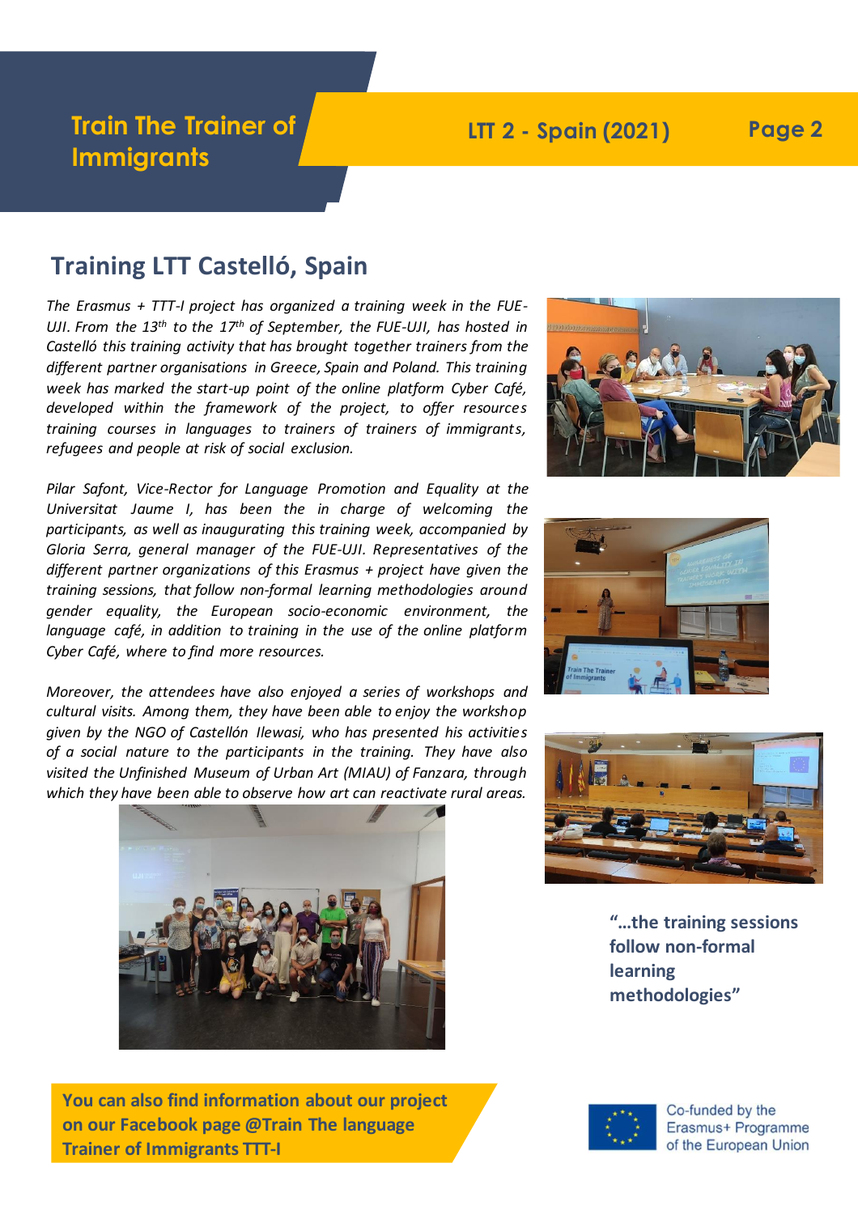## Training LTT Castelló, Spain

*The Erasmus + TTT-I project has organized a training week in the FUE-UJI. From the 13th to the 17th of September, the FUE-UJI, has hosted in Castelló this training activity that has brought together trainers from the different partner organisations in Greece, Spain and Poland. This training week has marked the start-up point of the online platform Cyber Café, developed within the framework of the project, to offer resources training courses in languages to trainers of trainers of immigrants, refugees and people at risk of social exclusion.*

*Pilar Safont, Vice-Rector for Language Promotion and Equality at the Universitat Jaume I, has been the in charge of welcoming the participants, as well as inaugurating this training week, accompanied by Gloria Serra, general manager of the FUE-UJI. Representatives of the different partner organizations of this Erasmus + project have given the training sessions, that follow non-formal learning methodologies around gender equality, the European socio-economic environment, the language café, in addition to training in the use of the online platform Cyber Café, where to find more resources.*

*Moreover, the attendees have also enjoyed a series of workshops and cultural visits. Among them, they have been able to enjoy the workshop given by the NGO of Castellón Ilewasi, who has presented his activities of a social nature to the participants in the training. They have also visited the Unfinished Museum of Urban Art (MIAU) of Fanzara, through which they have been able to observe how art can reactivate rural areas.*

**"…the training sessions follow non-formal learning methodologies"**

**You can also find information about our project on our Facebook page @Train The language Trainer of Immigrants TTT-I**

Co-funded by the Erasmus+ Programme of the European Union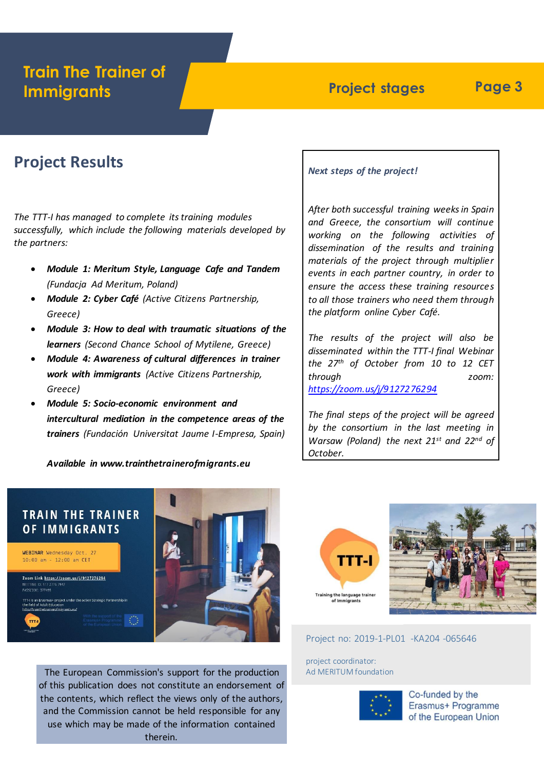# Train The Trainer of Immigrants

## Project stages

## Project Results

*The TTT-I has managed to complete its training modules successfully, which include the following materials developed by the partners:*

- ***Module 1: Meritum Style, Language Cafe and Tandem*** *(Fundacja Ad Meritum, Poland)*
- ***Module 2: Cyber Café*** *(Active Citizens Partnership, Greece)*
- ***Module 3: How to deal with traumatic situations of the learners*** *(Second Chance School of Mytilene, Greece)*
- ***Module 4: Awareness of cultural differences in trainer work with immigrants*** *(Active Citizens Partnership, Greece)*
- ***Module 5: Socio-economic environment and intercultural mediation in the competence areas of the trainers*** *(Fundación Universitat Jaume I-Empresa, Spain)*

***Available in www.trainthetrainerofmigrants.eu***

***Next steps of the project!***

*After both successful training weeks in Spain and Greece, the consortium will continue working on the following activities of dissemination of the results and training materials of the project through multiplier events in each partner country, in order to ensure the access these training resources to all those trainers who need them through the platform online Cyber Café.*

*The results of the project will also be disseminated within the TTT-I final Webinar the 27th of October from 10 to 12 CET through zoom: https://zoom.us/j/9127276294*

*The final steps of the project will be agreed by the consortium in the last meeting in Warsaw (Poland) the next 21st and 22nd of October.*

The European Commission's support for the production of this publication does not constitute an endorsement of the contents, which reflect the views only of the authors, and the Commission cannot be held responsible for any use which may be made of the information contained therein.

Project no: 2019-1-PL01 -KA204 -065646

project coordinator:
Ad MERITUM foundation

Co-funded by the Erasmus+ Programme of the European Union